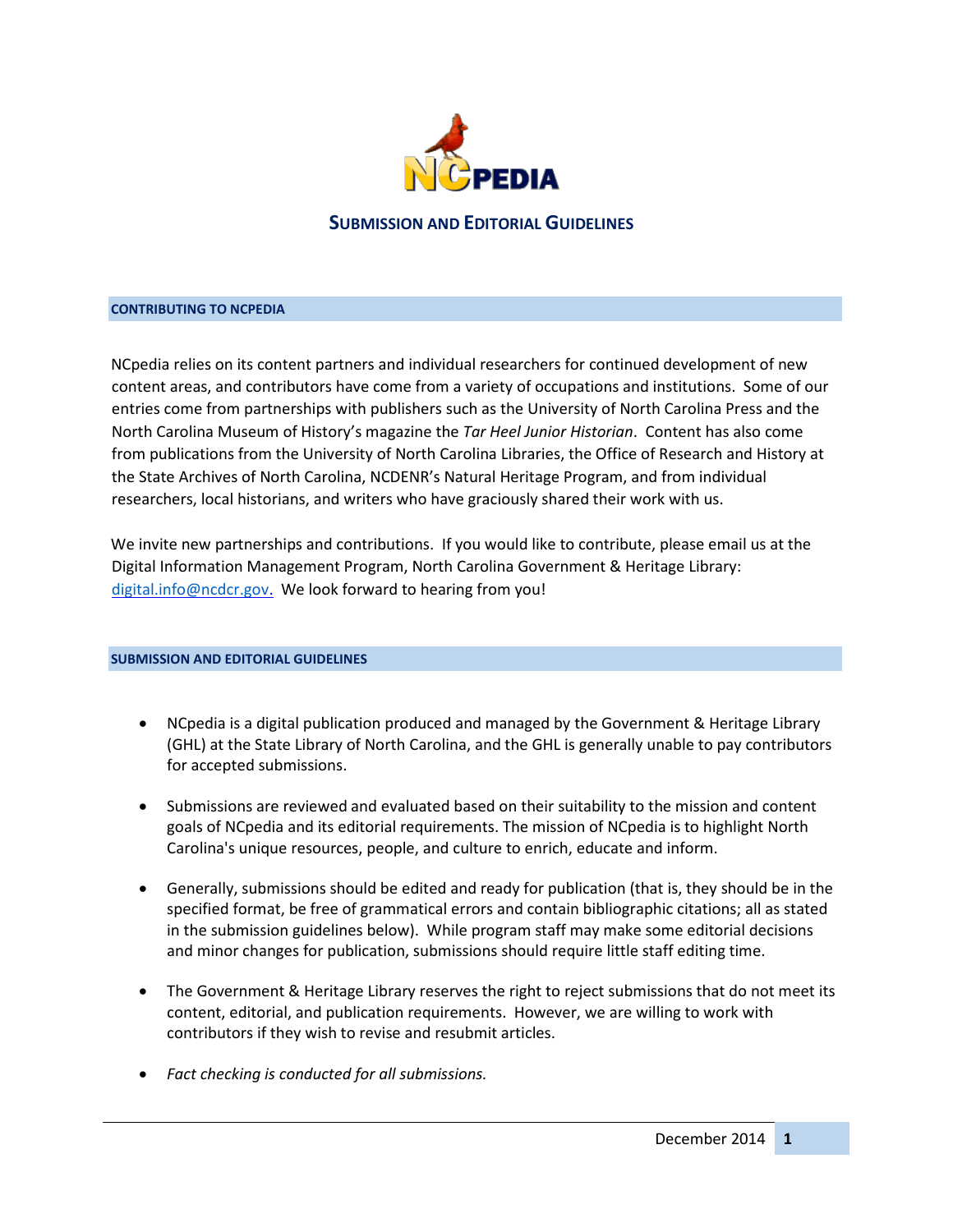# Submission and Editorial Guidelines

## CONTRIBUTING TO NCPEDIA

NCpedia relies on its content partners and individual researchers for continued development of new content areas, and contributors have come from a variety of occupations and institutions. Some of our entries come from partnerships with publishers such as the University of North Carolina Press and the North Carolina Museum of History's magazine the *Tar Heel Junior Historian*. Content has also come from publications from the University of North Carolina Libraries, the Office of Research and History at the State Archives of North Carolina, NCDENR's Natural Heritage Program, and from individual researchers, local historians, and writers who have graciously shared their work with us.

We invite new partnerships and contributions. If you would like to contribute, please email us at the Digital Information Management Program, North Carolina Government & Heritage Library: digital.info@ncdcr.gov. We look forward to hearing from you!

## SUBMISSION AND EDITORIAL GUIDELINES

- NCpedia is a digital publication produced and managed by the Government & Heritage Library (GHL) at the State Library of North Carolina, and the GHL is generally unable to pay contributors for accepted submissions.

- Submissions are reviewed and evaluated based on their suitability to the mission and content goals of NCpedia and its editorial requirements. The mission of NCpedia is to highlight North Carolina's unique resources, people, and culture to enrich, educate and inform.

- Generally, submissions should be edited and ready for publication (that is, they should be in the specified format, be free of grammatical errors and contain bibliographic citations; all as stated in the submission guidelines below). While program staff may make some editorial decisions and minor changes for publication, submissions should require little staff editing time.

- The Government & Heritage Library reserves the right to reject submissions that do not meet its content, editorial, and publication requirements. However, we are willing to work with contributors if they wish to revise and resubmit articles.

- *Fact checking is conducted for all submissions.*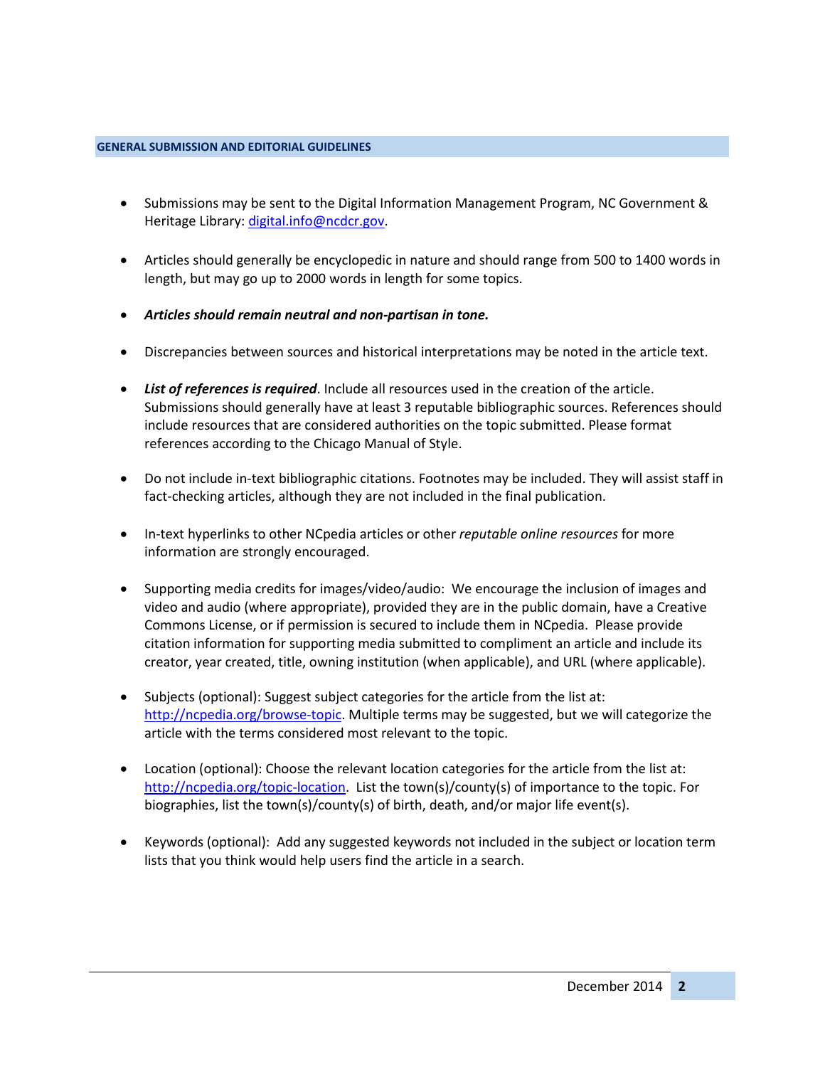## GENERAL SUBMISSION AND EDITORIAL GUIDELINES

- Submissions may be sent to the Digital Information Management Program, NC Government & Heritage Library: [digital.info@ncdcr.gov](mailto:digital.info@ncdcr.gov).

- Articles should generally be encyclopedic in nature and should range from 500 to 1400 words in length, but may go up to 2000 words in length for some topics.

- ***Articles should remain neutral and non-partisan in tone.***

- Discrepancies between sources and historical interpretations may be noted in the article text.

- ***List of references is required***. Include all resources used in the creation of the article. Submissions should generally have at least 3 reputable bibliographic sources. References should include resources that are considered authorities on the topic submitted. Please format references according to the Chicago Manual of Style.

- Do not include in-text bibliographic citations. Footnotes may be included. They will assist staff in fact-checking articles, although they are not included in the final publication.

- In-text hyperlinks to other NCpedia articles or other *reputable online resources* for more information are strongly encouraged.

- Supporting media credits for images/video/audio: We encourage the inclusion of images and video and audio (where appropriate), provided they are in the public domain, have a Creative Commons License, or if permission is secured to include them in NCpedia. Please provide citation information for supporting media submitted to compliment an article and include its creator, year created, title, owning institution (when applicable), and URL (where applicable).

- Subjects (optional): Suggest subject categories for the article from the list at: [http://ncpedia.org/browse-topic](http://ncpedia.org/browse-topic). Multiple terms may be suggested, but we will categorize the article with the terms considered most relevant to the topic.

- Location (optional): Choose the relevant location categories for the article from the list at: [http://ncpedia.org/topic-location](http://ncpedia.org/topic-location). List the town(s)/county(s) of importance to the topic. For biographies, list the town(s)/county(s) of birth, death, and/or major life event(s).

- Keywords (optional): Add any suggested keywords not included in the subject or location term lists that you think would help users find the article in a search.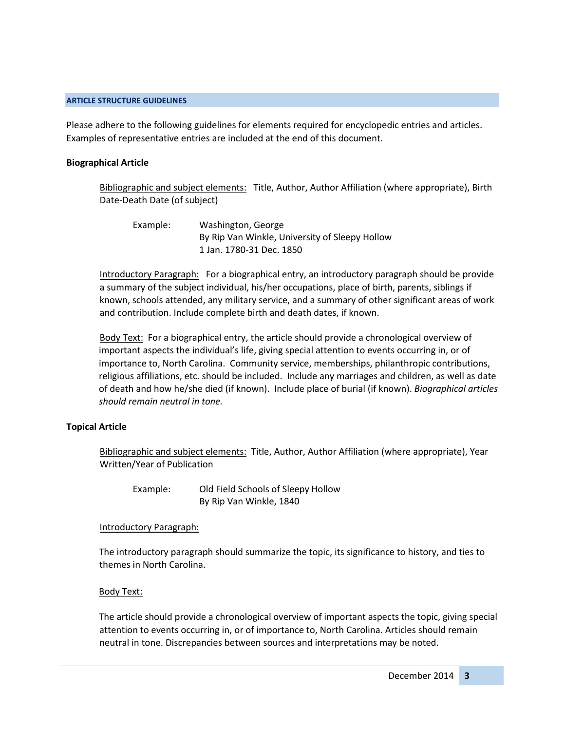## ARTICLE STRUCTURE GUIDELINES

Please adhere to the following guidelines for elements required for encyclopedic entries and articles. Examples of representative entries are included at the end of this document.

### Biographical Article

Bibliographic and subject elements: Title, Author, Author Affiliation (where appropriate), Birth Date-Death Date (of subject)

Example: Washington, George
By Rip Van Winkle, University of Sleepy Hollow
1 Jan. 1780-31 Dec. 1850

Introductory Paragraph: For a biographical entry, an introductory paragraph should be provide a summary of the subject individual, his/her occupations, place of birth, parents, siblings if known, schools attended, any military service, and a summary of other significant areas of work and contribution. Include complete birth and death dates, if known.

Body Text: For a biographical entry, the article should provide a chronological overview of important aspects the individual's life, giving special attention to events occurring in, or of importance to, North Carolina. Community service, memberships, philanthropic contributions, religious affiliations, etc. should be included. Include any marriages and children, as well as date of death and how he/she died (if known). Include place of burial (if known). *Biographical articles should remain neutral in tone.*

### Topical Article

Bibliographic and subject elements: Title, Author, Author Affiliation (where appropriate), Year Written/Year of Publication

Example: Old Field Schools of Sleepy Hollow
By Rip Van Winkle, 1840

Introductory Paragraph:

The introductory paragraph should summarize the topic, its significance to history, and ties to themes in North Carolina.

Body Text:

The article should provide a chronological overview of important aspects the topic, giving special attention to events occurring in, or of importance to, North Carolina. Articles should remain neutral in tone. Discrepancies between sources and interpretations may be noted.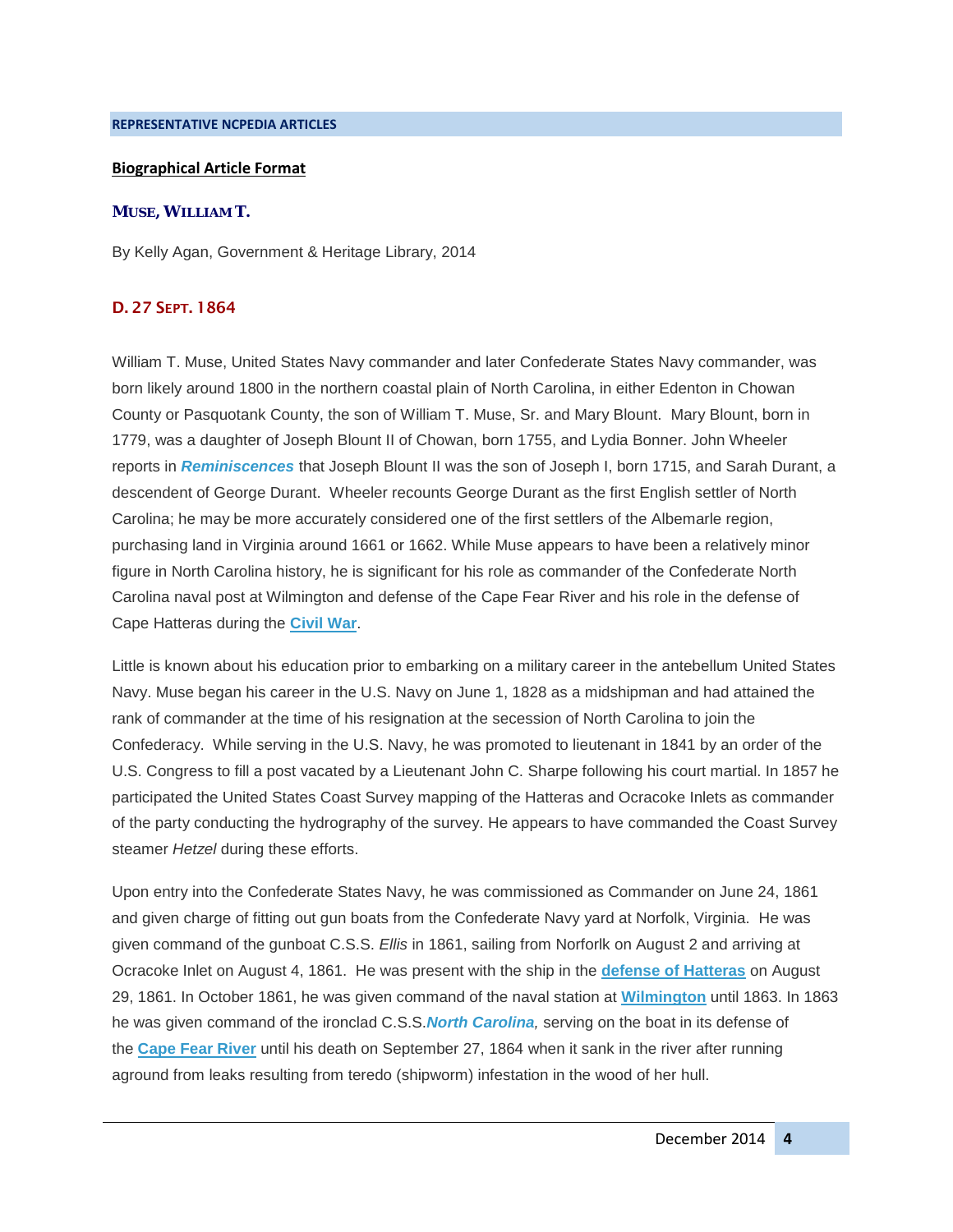**REPRESENTATIVE NCPEDIA ARTICLES**

**Biographical Article Format**

### MUSE, WILLIAM T.

By Kelly Agan, Government & Heritage Library, 2014

#### D. 27 SEPT. 1864

William T. Muse, United States Navy commander and later Confederate States Navy commander, was born likely around 1800 in the northern coastal plain of North Carolina, in either Edenton in Chowan County or Pasquotank County, the son of William T. Muse, Sr. and Mary Blount. Mary Blount, born in 1779, was a daughter of Joseph Blount II of Chowan, born 1755, and Lydia Bonner. John Wheeler reports in ***Reminiscences*** that Joseph Blount II was the son of Joseph I, born 1715, and Sarah Durant, a descendent of George Durant. Wheeler recounts George Durant as the first English settler of North Carolina; he may be more accurately considered one of the first settlers of the Albemarle region, purchasing land in Virginia around 1661 or 1662. While Muse appears to have been a relatively minor figure in North Carolina history, he is significant for his role as commander of the Confederate North Carolina naval post at Wilmington and defense of the Cape Fear River and his role in the defense of Cape Hatteras during the **Civil War**.

Little is known about his education prior to embarking on a military career in the antebellum United States Navy. Muse began his career in the U.S. Navy on June 1, 1828 as a midshipman and had attained the rank of commander at the time of his resignation at the secession of North Carolina to join the Confederacy. While serving in the U.S. Navy, he was promoted to lieutenant in 1841 by an order of the U.S. Congress to fill a post vacated by a Lieutenant John C. Sharpe following his court martial. In 1857 he participated the United States Coast Survey mapping of the Hatteras and Ocracoke Inlets as commander of the party conducting the hydrography of the survey. He appears to have commanded the Coast Survey steamer *Hetzel* during these efforts.

Upon entry into the Confederate States Navy, he was commissioned as Commander on June 24, 1861 and given charge of fitting out gun boats from the Confederate Navy yard at Norfolk, Virginia. He was given command of the gunboat C.S.S. *Ellis* in 1861, sailing from Norforlk on August 2 and arriving at Ocracoke Inlet on August 4, 1861. He was present with the ship in the **defense of Hatteras** on August 29, 1861. In October 1861, he was given command of the naval station at **Wilmington** until 1863. In 1863 he was given command of the ironclad C.S.S.***North Carolina***, serving on the boat in its defense of the **Cape Fear River** until his death on September 27, 1864 when it sank in the river after running aground from leaks resulting from teredo (shipworm) infestation in the wood of her hull.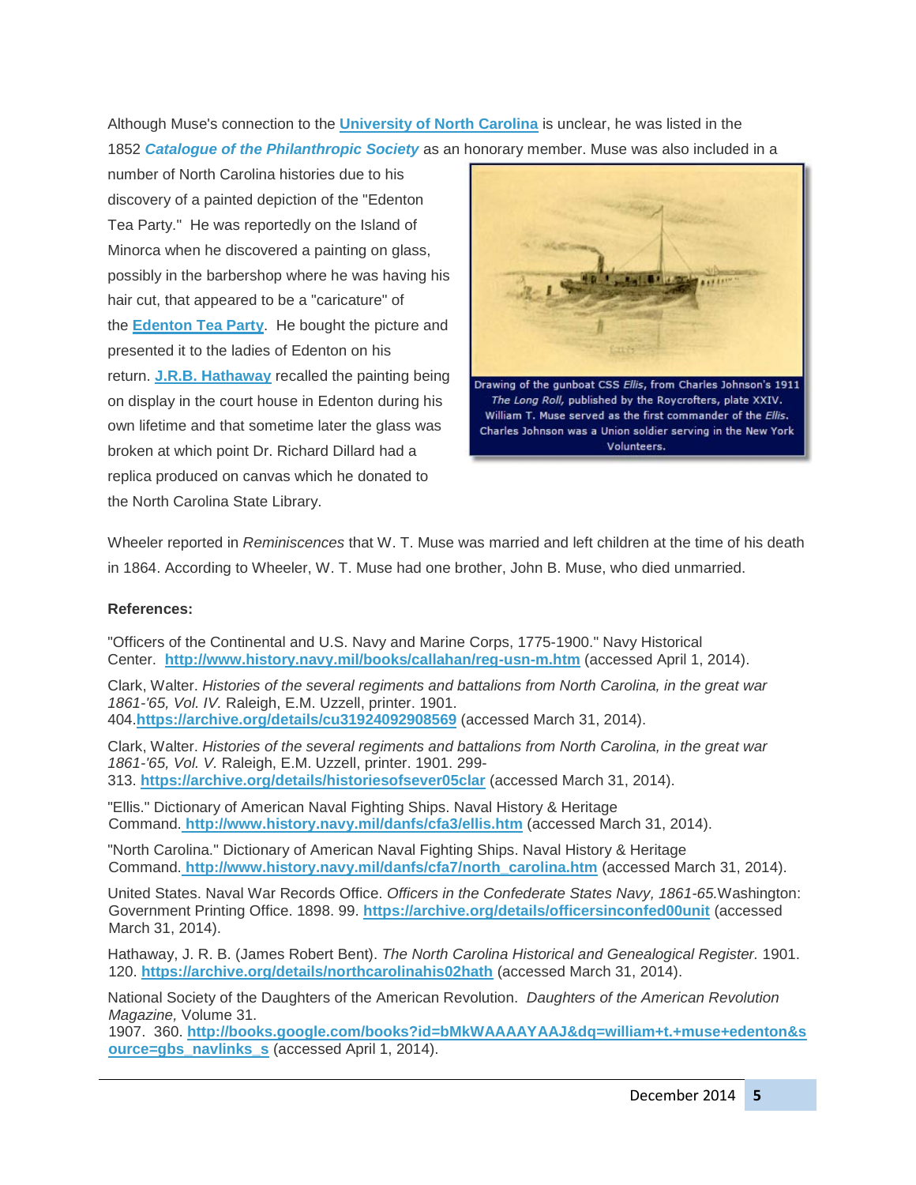Although Muse's connection to the University of North Carolina is unclear, he was listed in the 1852 ***Catalogue of the Philanthropic Society*** as an honorary member. Muse was also included in a number of North Carolina histories due to his discovery of a painted depiction of the "Edenton Tea Party." He was reportedly on the Island of Minorca when he discovered a painting on glass, possibly in the barbershop where he was having his hair cut, that appeared to be a "caricature" of the Edenton Tea Party. He bought the picture and presented it to the ladies of Edenton on his return. J.R.B. Hathaway recalled the painting being on display in the court house in Edenton during his own lifetime and that sometime later the glass was broken at which point Dr. Richard Dillard had a replica produced on canvas which he donated to the North Carolina State Library.

Drawing of the gunboat CSS *Ellis*, from Charles Johnson's 1911 *The Long Roll*, published by the Roycrofters, plate XXIV. William T. Muse served as the first commander of the *Ellis*. Charles Johnson was a Union soldier serving in the New York Volunteers.

Wheeler reported in *Reminiscences* that W. T. Muse was married and left children at the time of his death in 1864. According to Wheeler, W. T. Muse had one brother, John B. Muse, who died unmarried.

**References:**

"Officers of the Continental and U.S. Navy and Marine Corps, 1775-1900." Navy Historical Center. http://www.history.navy.mil/books/callahan/reg-usn-m.htm (accessed April 1, 2014).

Clark, Walter. *Histories of the several regiments and battalions from North Carolina, in the great war 1861-'65, Vol. IV.* Raleigh, E.M. Uzzell, printer. 1901. 404.https://archive.org/details/cu31924092908569 (accessed March 31, 2014).

Clark, Walter. *Histories of the several regiments and battalions from North Carolina, in the great war 1861-'65, Vol. V.* Raleigh, E.M. Uzzell, printer. 1901. 299-313. https://archive.org/details/historiesofsever05clar (accessed March 31, 2014).

"Ellis." Dictionary of American Naval Fighting Ships. Naval History & Heritage Command. http://www.history.navy.mil/danfs/cfa3/ellis.htm (accessed March 31, 2014).

"North Carolina." Dictionary of American Naval Fighting Ships. Naval History & Heritage Command. http://www.history.navy.mil/danfs/cfa7/north_carolina.htm (accessed March 31, 2014).

United States. Naval War Records Office. *Officers in the Confederate States Navy, 1861-65.* Washington: Government Printing Office. 1898. 99. https://archive.org/details/officersinconfed00unit (accessed March 31, 2014).

Hathaway, J. R. B. (James Robert Bent). *The North Carolina Historical and Genealogical Register.* 1901. 120. https://archive.org/details/northcarolinahis02hath (accessed March 31, 2014).

National Society of the Daughters of the American Revolution. *Daughters of the American Revolution Magazine,* Volume 31. 1907. 360. http://books.google.com/books?id=bMkWAAAAYAAJ&dq=william+t.+muse+edenton&source=gbs_navlinks_s (accessed April 1, 2014).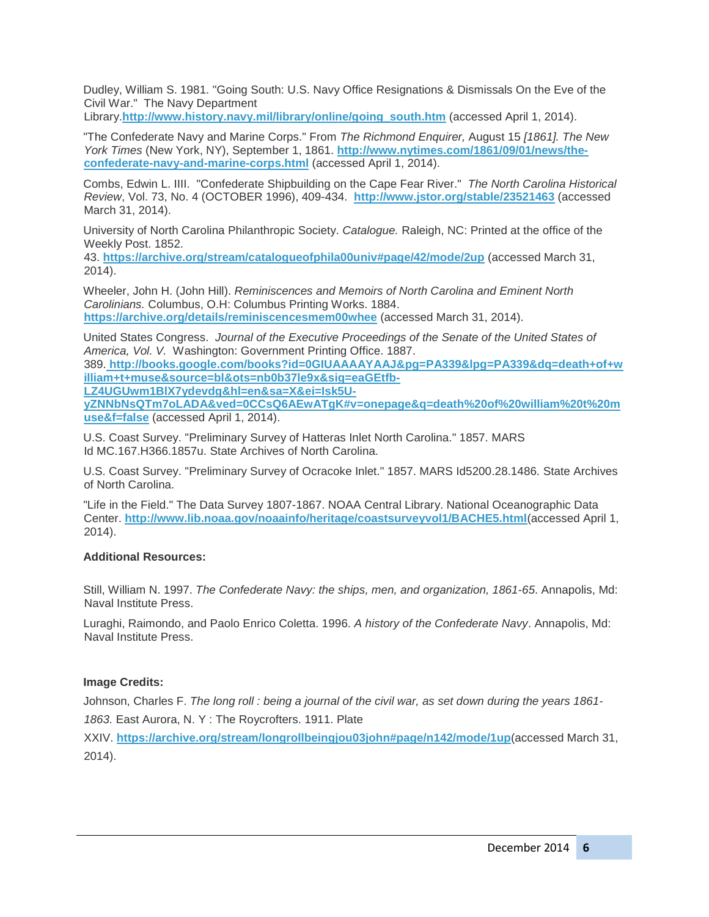Dudley, William S. 1981. "Going South: U.S. Navy Office Resignations & Dismissals On the Eve of the Civil War." The Navy Department Library.**http://www.history.navy.mil/library/online/going_south.htm** (accessed April 1, 2014).

"The Confederate Navy and Marine Corps." From *The Richmond Enquirer,* August 15 *[1861]. The New York Times* (New York, NY), September 1, 1861. **http://www.nytimes.com/1861/09/01/news/the-confederate-navy-and-marine-corps.html** (accessed April 1, 2014).

Combs, Edwin L. IIII. "Confederate Shipbuilding on the Cape Fear River." *The North Carolina Historical Review*, Vol. 73, No. 4 (OCTOBER 1996), 409-434. **http://www.jstor.org/stable/23521463** (accessed March 31, 2014).

University of North Carolina Philanthropic Society. *Catalogue.* Raleigh, NC: Printed at the office of the Weekly Post. 1852. 43. **https://archive.org/stream/catalogueofphila00univ#page/42/mode/2up** (accessed March 31, 2014).

Wheeler, John H. (John Hill). *Reminiscences and Memoirs of North Carolina and Eminent North Carolinians.* Columbus, O.H: Columbus Printing Works. 1884. **https://archive.org/details/reminiscencesmem00whee** (accessed March 31, 2014).

United States Congress. *Journal of the Executive Proceedings of the Senate of the United States of America, Vol. V.* Washington: Government Printing Office. 1887. 389. **http://books.google.com/books?id=0GIUAAAAYAAJ&pg=PA339&lpg=PA339&dq=death+of+william+t+muse&source=bl&ots=nb0b37le9x&sig=eaGEtfb-LZ4UGUwm1BlX7ydevdg&hl=en&sa=X&ei=Isk5U-yZNNbNsQTm7oLADA&ved=0CCsQ6AEwATgK#v=onepage&q=death%20of%20william%20t%20muse&f=false** (accessed April 1, 2014).

U.S. Coast Survey. "Preliminary Survey of Hatteras Inlet North Carolina." 1857. MARS Id MC.167.H366.1857u. State Archives of North Carolina.

U.S. Coast Survey. "Preliminary Survey of Ocracoke Inlet." 1857. MARS Id5200.28.1486. State Archives of North Carolina.

"Life in the Field." The Data Survey 1807-1867. NOAA Central Library. National Oceanographic Data Center. **http://www.lib.noaa.gov/noaainfo/heritage/coastsurveyvol1/BACHE5.html**(accessed April 1, 2014).

**Additional Resources:**

Still, William N. 1997. *The Confederate Navy: the ships, men, and organization, 1861-65*. Annapolis, Md: Naval Institute Press.

Luraghi, Raimondo, and Paolo Enrico Coletta. 1996. *A history of the Confederate Navy*. Annapolis, Md: Naval Institute Press.

**Image Credits:**

Johnson, Charles F. *The long roll : being a journal of the civil war, as set down during the years 1861-1863.* East Aurora, N. Y : The Roycrofters. 1911. Plate XXIV. **https://archive.org/stream/longrollbeingjou03john#page/n142/mode/1up**(accessed March 31, 2014).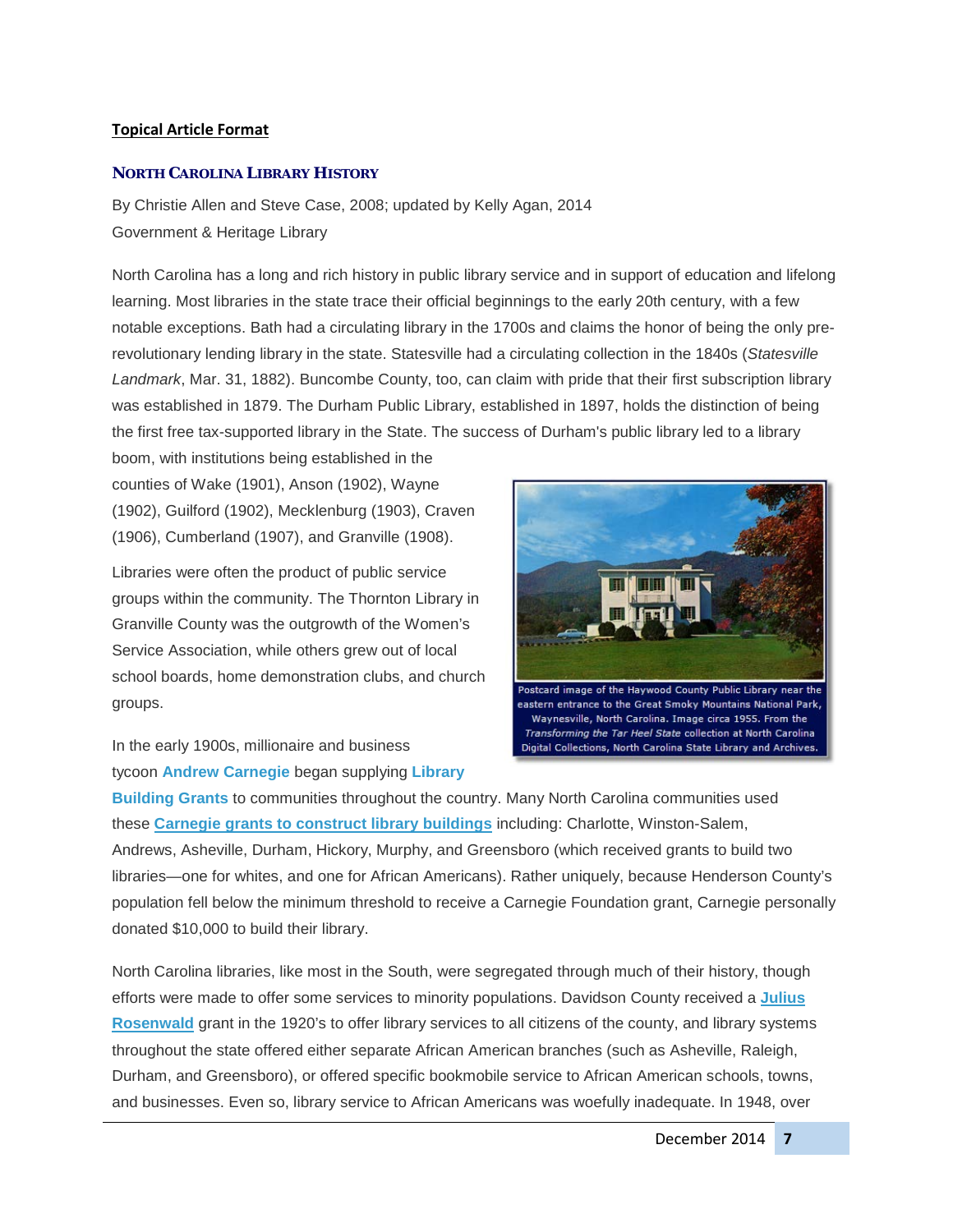**Topical Article Format**

## NORTH CAROLINA LIBRARY HISTORY

By Christie Allen and Steve Case, 2008; updated by Kelly Agan, 2014
Government & Heritage Library

North Carolina has a long and rich history in public library service and in support of education and lifelong learning. Most libraries in the state trace their official beginnings to the early 20th century, with a few notable exceptions. Bath had a circulating library in the 1700s and claims the honor of being the only pre-revolutionary lending library in the state. Statesville had a circulating collection in the 1840s (*Statesville Landmark*, Mar. 31, 1882). Buncombe County, too, can claim with pride that their first subscription library was established in 1879. The Durham Public Library, established in 1897, holds the distinction of being the first free tax-supported library in the State. The success of Durham's public library led to a library boom, with institutions being established in the counties of Wake (1901), Anson (1902), Wayne (1902), Guilford (1902), Mecklenburg (1903), Craven (1906), Cumberland (1907), and Granville (1908).

Postcard image of the Haywood County Public Library near the eastern entrance to the Great Smoky Mountains National Park, Waynesville, North Carolina. Image circa 1955. From the *Transforming the Tar Heel State* collection at North Carolina Digital Collections, North Carolina State Library and Archives.

Libraries were often the product of public service groups within the community. The Thornton Library in Granville County was the outgrowth of the Women's Service Association, while others grew out of local school boards, home demonstration clubs, and church groups.

In the early 1900s, millionaire and business tycoon **Andrew Carnegie** began supplying **Library Building Grants** to communities throughout the country. Many North Carolina communities used these **Carnegie grants to construct library buildings** including: Charlotte, Winston-Salem, Andrews, Asheville, Durham, Hickory, Murphy, and Greensboro (which received grants to build two libraries—one for whites, and one for African Americans). Rather uniquely, because Henderson County's population fell below the minimum threshold to receive a Carnegie Foundation grant, Carnegie personally donated $10,000 to build their library.

North Carolina libraries, like most in the South, were segregated through much of their history, though efforts were made to offer some services to minority populations. Davidson County received a **Julius Rosenwald** grant in the 1920's to offer library services to all citizens of the county, and library systems throughout the state offered either separate African American branches (such as Asheville, Raleigh, Durham, and Greensboro), or offered specific bookmobile service to African American schools, towns, and businesses. Even so, library service to African Americans was woefully inadequate. In 1948, over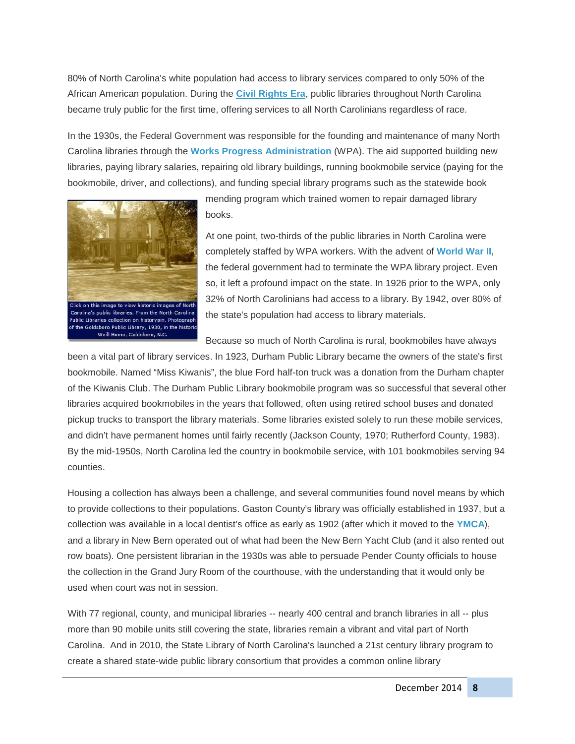80% of North Carolina's white population had access to library services compared to only 50% of the African American population. During the **Civil Rights Era**, public libraries throughout North Carolina became truly public for the first time, offering services to all North Carolinians regardless of race.

In the 1930s, the Federal Government was responsible for the founding and maintenance of many North Carolina libraries through the **Works Progress Administration** (WPA). The aid supported building new libraries, paying library salaries, repairing old library buildings, running bookmobile service (paying for the bookmobile, driver, and collections), and funding special library programs such as the statewide book mending program which trained women to repair damaged library books.

Click on this image to view historic images of North Caroline's public libraries. From the North Carolina Public Libraries collection on historypin. Photograph of the Goldsboro Public Library, 1930, in the historic Weill Home, Goldsboro, N.C.

At one point, two-thirds of the public libraries in North Carolina were completely staffed by WPA workers. With the advent of **World War II**, the federal government had to terminate the WPA library project. Even so, it left a profound impact on the state. In 1926 prior to the WPA, only 32% of North Carolinians had access to a library. By 1942, over 80% of the state's population had access to library materials.

Because so much of North Carolina is rural, bookmobiles have always been a vital part of library services. In 1923, Durham Public Library became the owners of the state's first bookmobile. Named "Miss Kiwanis", the blue Ford half-ton truck was a donation from the Durham chapter of the Kiwanis Club. The Durham Public Library bookmobile program was so successful that several other libraries acquired bookmobiles in the years that followed, often using retired school buses and donated pickup trucks to transport the library materials. Some libraries existed solely to run these mobile services, and didn't have permanent homes until fairly recently (Jackson County, 1970; Rutherford County, 1983). By the mid-1950s, North Carolina led the country in bookmobile service, with 101 bookmobiles serving 94 counties.

Housing a collection has always been a challenge, and several communities found novel means by which to provide collections to their populations. Gaston County's library was officially established in 1937, but a collection was available in a local dentist's office as early as 1902 (after which it moved to the **YMCA**), and a library in New Bern operated out of what had been the New Bern Yacht Club (and it also rented out row boats). One persistent librarian in the 1930s was able to persuade Pender County officials to house the collection in the Grand Jury Room of the courthouse, with the understanding that it would only be used when court was not in session.

With 77 regional, county, and municipal libraries -- nearly 400 central and branch libraries in all -- plus more than 90 mobile units still covering the state, libraries remain a vibrant and vital part of North Carolina. And in 2010, the State Library of North Carolina's launched a 21st century library program to create a shared state-wide public library consortium that provides a common online library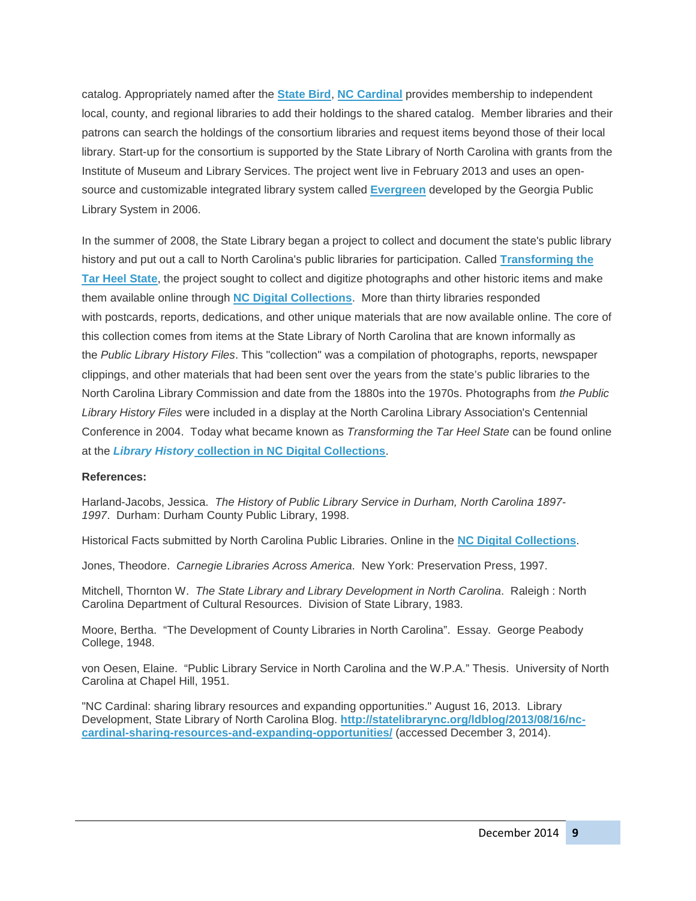catalog. Appropriately named after the **State Bird**, **NC Cardinal** provides membership to independent local, county, and regional libraries to add their holdings to the shared catalog. Member libraries and their patrons can search the holdings of the consortium libraries and request items beyond those of their local library. Start-up for the consortium is supported by the State Library of North Carolina with grants from the Institute of Museum and Library Services. The project went live in February 2013 and uses an open-source and customizable integrated library system called **Evergreen** developed by the Georgia Public Library System in 2006.

In the summer of 2008, the State Library began a project to collect and document the state's public library history and put out a call to North Carolina's public libraries for participation. Called **Transforming the Tar Heel State**, the project sought to collect and digitize photographs and other historic items and make them available online through **NC Digital Collections**. More than thirty libraries responded with postcards, reports, dedications, and other unique materials that are now available online. The core of this collection comes from items at the State Library of North Carolina that are known informally as the *Public Library History Files*. This "collection" was a compilation of photographs, reports, newspaper clippings, and other materials that had been sent over the years from the state's public libraries to the North Carolina Library Commission and date from the 1880s into the 1970s. Photographs from *the Public Library History Files* were included in a display at the North Carolina Library Association's Centennial Conference in 2004. Today what became known as *Transforming the Tar Heel State* can be found online at the ***Library History*** **collection in NC Digital Collections**.

**References:**

Harland-Jacobs, Jessica. *The History of Public Library Service in Durham, North Carolina 1897-1997*. Durham: Durham County Public Library, 1998.

Historical Facts submitted by North Carolina Public Libraries. Online in the **NC Digital Collections**.

Jones, Theodore. *Carnegie Libraries Across America.* New York: Preservation Press, 1997.

Mitchell, Thornton W. *The State Library and Library Development in North Carolina*. Raleigh : North Carolina Department of Cultural Resources. Division of State Library, 1983.

Moore, Bertha. "The Development of County Libraries in North Carolina". Essay. George Peabody College, 1948.

von Oesen, Elaine. "Public Library Service in North Carolina and the W.P.A." Thesis. University of North Carolina at Chapel Hill, 1951.

"NC Cardinal: sharing library resources and expanding opportunities." August 16, 2013. Library Development, State Library of North Carolina Blog. **http://statelibrarync.org/ldblog/2013/08/16/nc-cardinal-sharing-resources-and-expanding-opportunities/** (accessed December 3, 2014).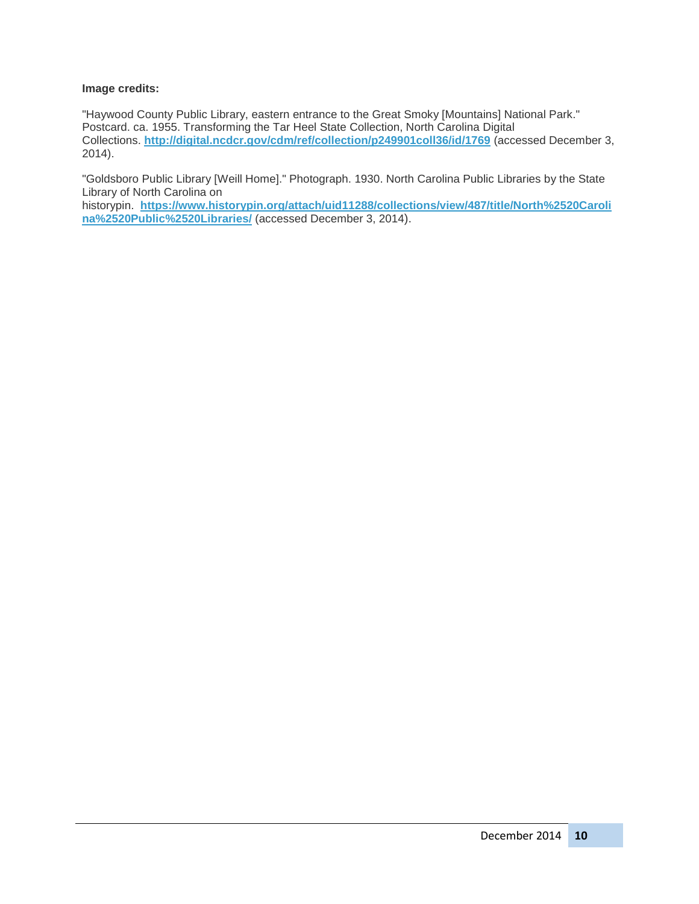**Image credits:**

"Haywood County Public Library, eastern entrance to the Great Smoky [Mountains] National Park." Postcard. ca. 1955. Transforming the Tar Heel State Collection, North Carolina Digital Collections. **http://digital.ncdcr.gov/cdm/ref/collection/p249901coll36/id/1769** (accessed December 3, 2014).

"Goldsboro Public Library [Weill Home]." Photograph. 1930. North Carolina Public Libraries by the State Library of North Carolina on historypin. **https://www.historypin.org/attach/uid11288/collections/view/487/title/North%2520Carolina%2520Public%2520Libraries/** (accessed December 3, 2014).